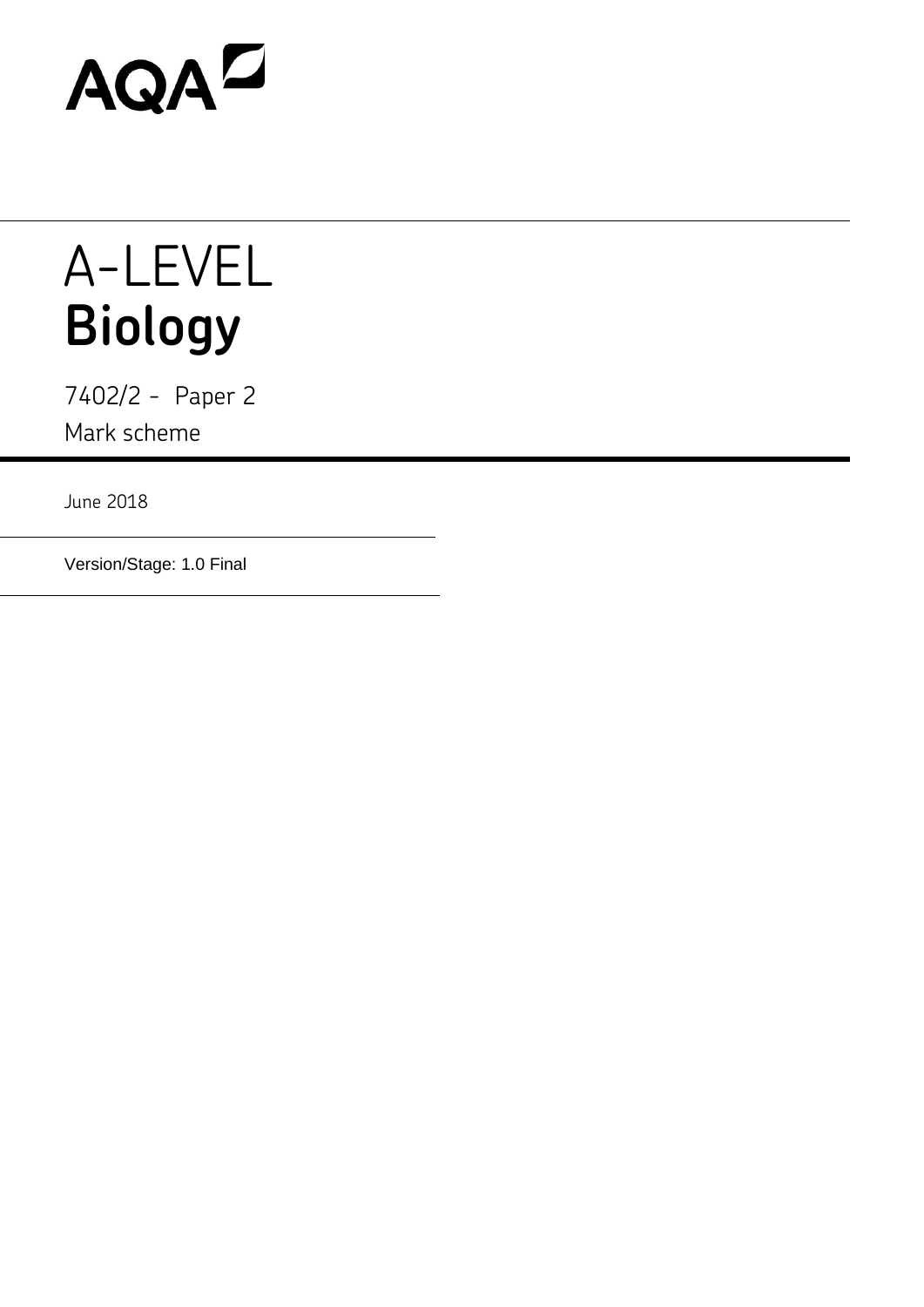AQA

# A-LEVEL
# **Biology**

7402/2 - Paper 2

Mark scheme

June 2018

Version/Stage: 1.0 Final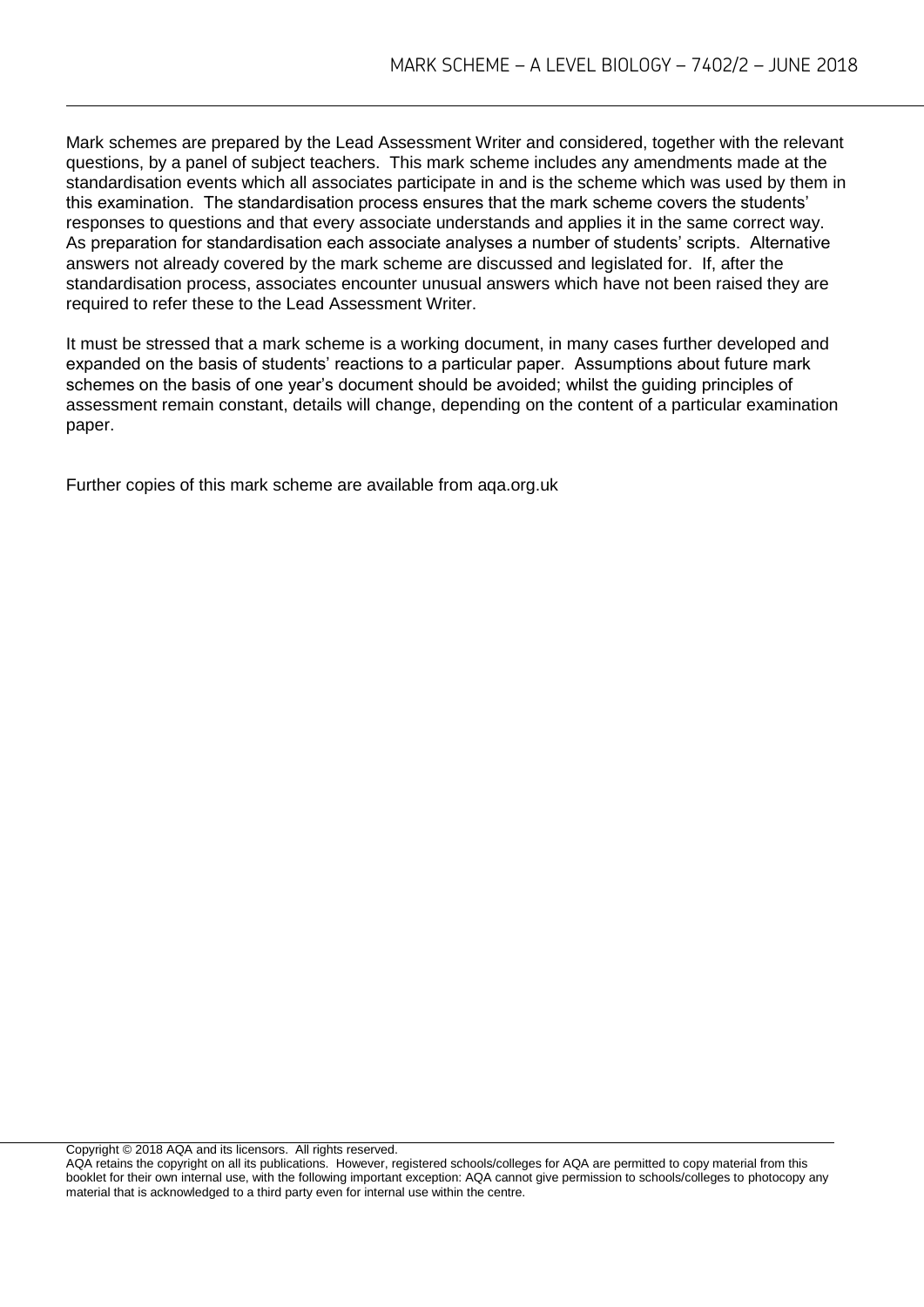Mark schemes are prepared by the Lead Assessment Writer and considered, together with the relevant questions, by a panel of subject teachers. This mark scheme includes any amendments made at the standardisation events which all associates participate in and is the scheme which was used by them in this examination. The standardisation process ensures that the mark scheme covers the students' responses to questions and that every associate understands and applies it in the same correct way. As preparation for standardisation each associate analyses a number of students' scripts. Alternative answers not already covered by the mark scheme are discussed and legislated for. If, after the standardisation process, associates encounter unusual answers which have not been raised they are required to refer these to the Lead Assessment Writer.

It must be stressed that a mark scheme is a working document, in many cases further developed and expanded on the basis of students' reactions to a particular paper. Assumptions about future mark schemes on the basis of one year's document should be avoided; whilst the guiding principles of assessment remain constant, details will change, depending on the content of a particular examination paper.

Further copies of this mark scheme are available from aqa.org.uk

Copyright © 2018 AQA and its licensors. All rights reserved.
AQA retains the copyright on all its publications. However, registered schools/colleges for AQA are permitted to copy material from this booklet for their own internal use, with the following important exception: AQA cannot give permission to schools/colleges to photocopy any material that is acknowledged to a third party even for internal use within the centre.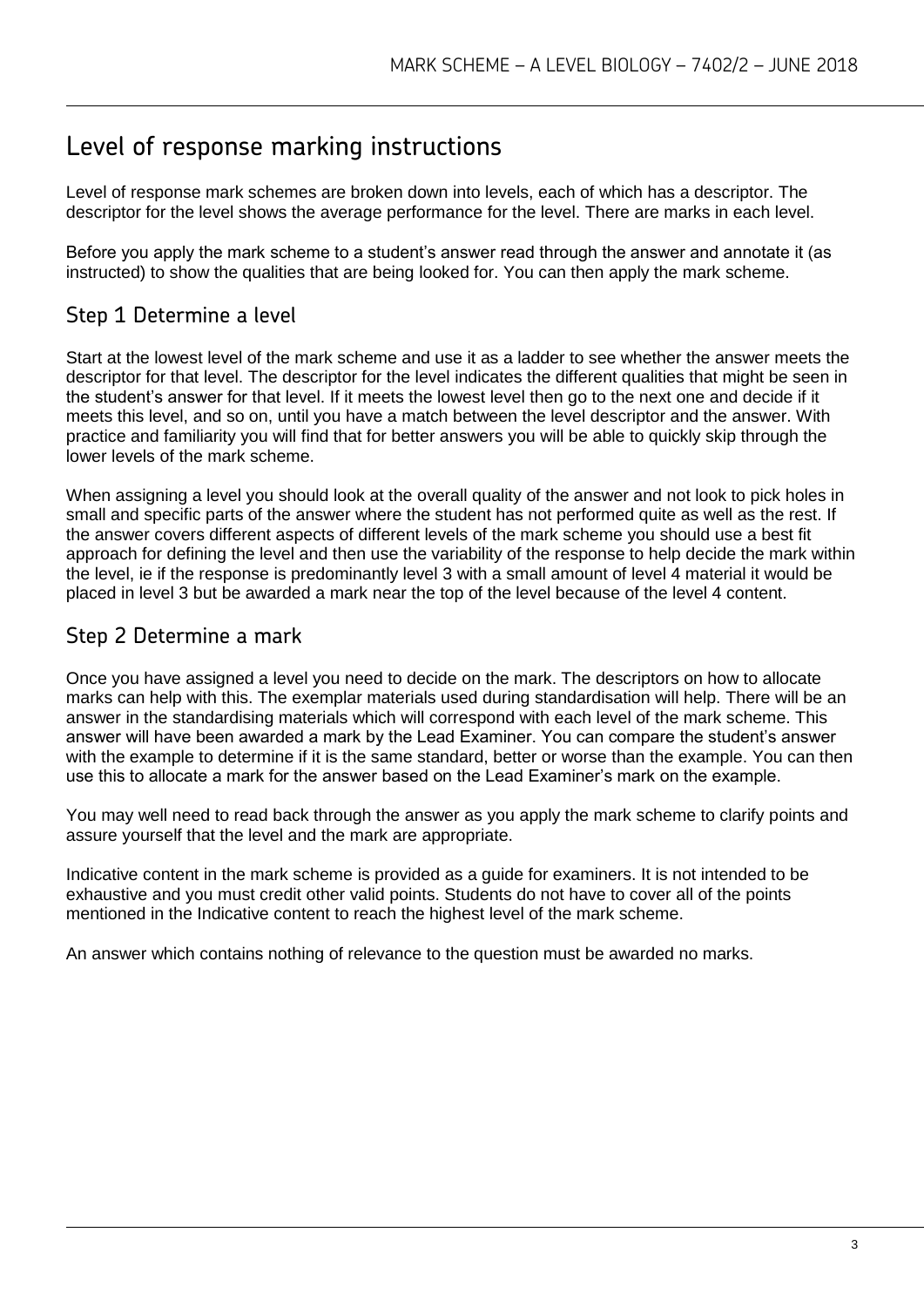# Level of response marking instructions

Level of response mark schemes are broken down into levels, each of which has a descriptor. The descriptor for the level shows the average performance for the level. There are marks in each level.

Before you apply the mark scheme to a student's answer read through the answer and annotate it (as instructed) to show the qualities that are being looked for. You can then apply the mark scheme.

## Step 1 Determine a level

Start at the lowest level of the mark scheme and use it as a ladder to see whether the answer meets the descriptor for that level. The descriptor for the level indicates the different qualities that might be seen in the student's answer for that level. If it meets the lowest level then go to the next one and decide if it meets this level, and so on, until you have a match between the level descriptor and the answer. With practice and familiarity you will find that for better answers you will be able to quickly skip through the lower levels of the mark scheme.

When assigning a level you should look at the overall quality of the answer and not look to pick holes in small and specific parts of the answer where the student has not performed quite as well as the rest. If the answer covers different aspects of different levels of the mark scheme you should use a best fit approach for defining the level and then use the variability of the response to help decide the mark within the level, ie if the response is predominantly level 3 with a small amount of level 4 material it would be placed in level 3 but be awarded a mark near the top of the level because of the level 4 content.

## Step 2 Determine a mark

Once you have assigned a level you need to decide on the mark. The descriptors on how to allocate marks can help with this. The exemplar materials used during standardisation will help. There will be an answer in the standardising materials which will correspond with each level of the mark scheme. This answer will have been awarded a mark by the Lead Examiner. You can compare the student's answer with the example to determine if it is the same standard, better or worse than the example. You can then use this to allocate a mark for the answer based on the Lead Examiner's mark on the example.

You may well need to read back through the answer as you apply the mark scheme to clarify points and assure yourself that the level and the mark are appropriate.

Indicative content in the mark scheme is provided as a guide for examiners. It is not intended to be exhaustive and you must credit other valid points. Students do not have to cover all of the points mentioned in the Indicative content to reach the highest level of the mark scheme.

An answer which contains nothing of relevance to the question must be awarded no marks.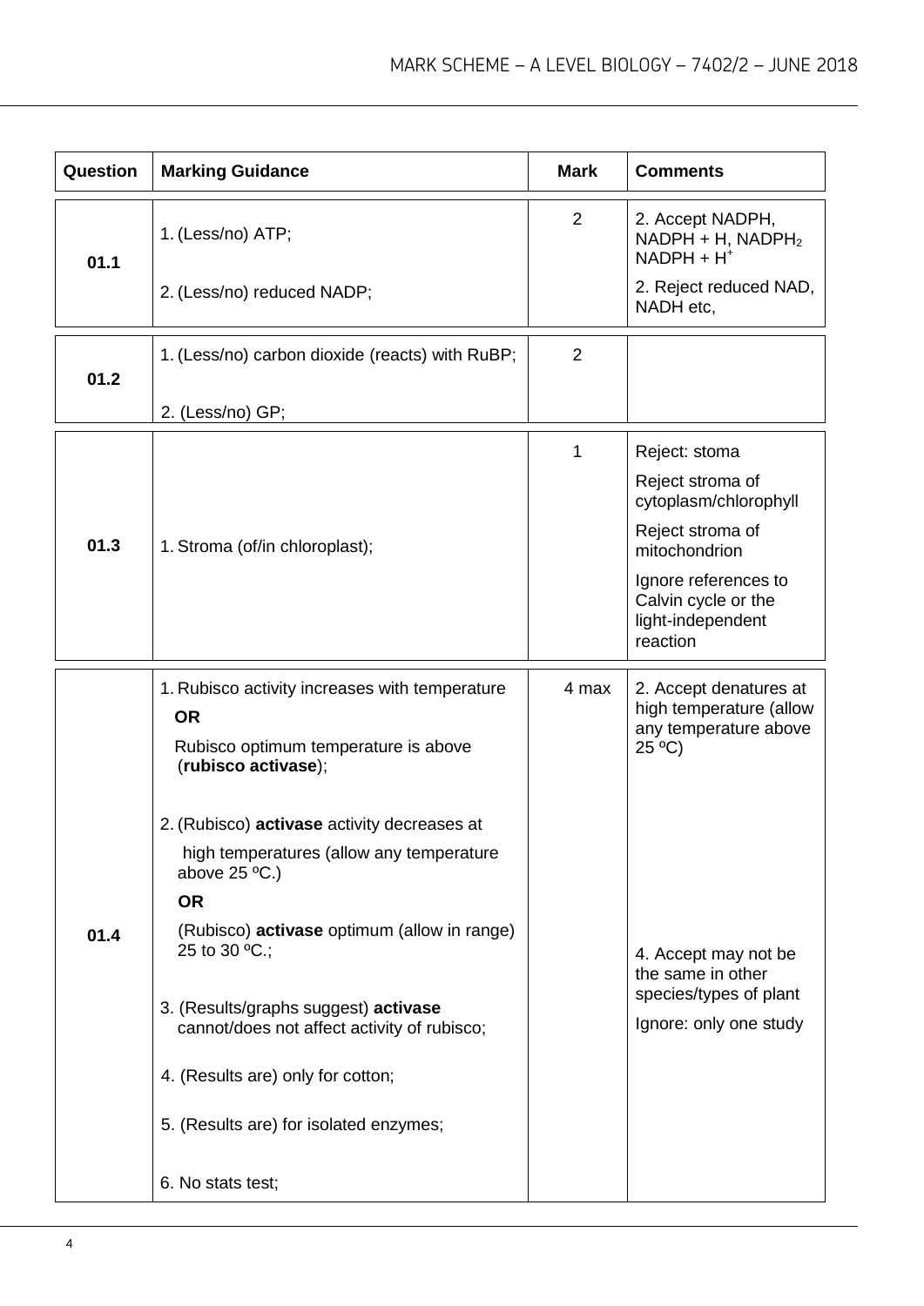| Question | Marking Guidance | Mark | Comments |
|---|---|---|---|
| 01.1 | 1. (Less/no) ATP;<br><br>2. (Less/no) reduced NADP; | 2 | 2. Accept NADPH, NADPH + H, $NADPH_2$ $NADPH + H^+$<br><br>2. Reject reduced NAD, NADH etc, |
| 01.2 | 1. (Less/no) carbon dioxide (reacts) with RuBP;<br><br>2. (Less/no) GP; | 2 | |
| 01.3 | 1. Stroma (of/in chloroplast); | 1 | Reject: stoma<br><br>Reject stroma of cytoplasm/chlorophyll<br><br>Reject stroma of mitochondrion<br><br>Ignore references to Calvin cycle or the light-independent reaction |
| 01.4 | 1. Rubisco activity increases with temperature<br>**OR**<br>Rubisco optimum temperature is above (**rubisco activase**);<br><br>2. (Rubisco) **activase** activity decreases at high temperatures (allow any temperature above 25 ºC.)<br>**OR**<br>(Rubisco) **activase** optimum (allow in range) 25 to 30 ºC.;<br><br>3. (Results/graphs suggest) **activase** cannot/does not affect activity of rubisco;<br><br>4. (Results are) only for cotton;<br><br>5. (Results are) for isolated enzymes;<br><br>6. No stats test; | 4 max | 2. Accept denatures at high temperature (allow any temperature above 25 ºC)<br><br>4. Accept may not be the same in other species/types of plant<br><br>Ignore: only one study |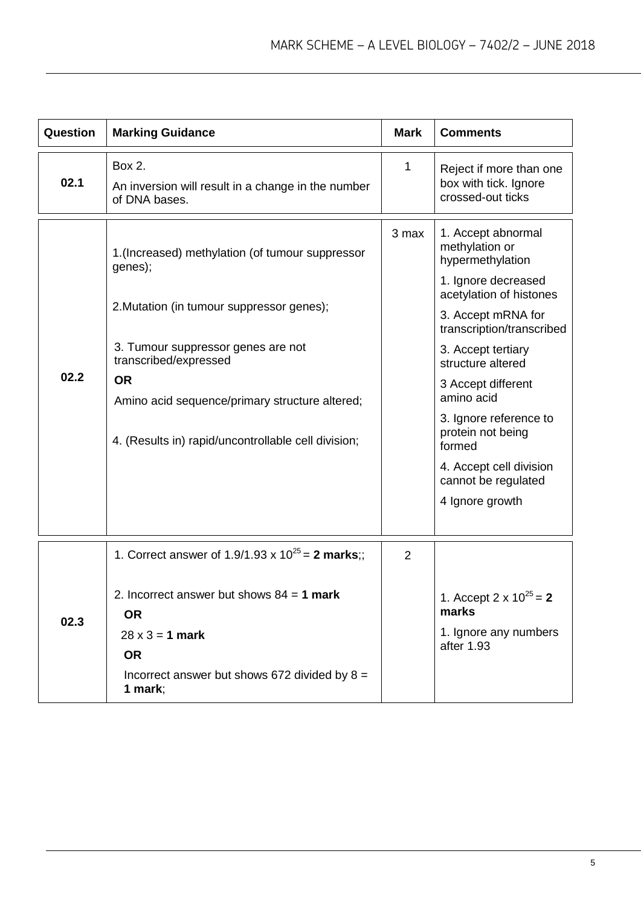| Question | Marking Guidance | Mark | Comments |
|---|---|---|---|
| 02.1 | Box 2.<br>An inversion will result in a change in the number of DNA bases. | 1 | Reject if more than one box with tick. Ignore crossed-out ticks |
| 02.2 | 1.(Increased) methylation (of tumour suppressor genes);<br><br>2.Mutation (in tumour suppressor genes);<br><br>3. Tumour suppressor genes are not transcribed/expressed<br>**OR**<br>Amino acid sequence/primary structure altered;<br><br>4. (Results in) rapid/uncontrollable cell division; | 3 max | 1. Accept abnormal methylation or hypermethylation<br>1. Ignore decreased acetylation of histones<br>3. Accept mRNA for transcription/transcribed<br>3. Accept tertiary structure altered<br>3 Accept different amino acid<br>3. Ignore reference to protein not being formed<br>4. Accept cell division cannot be regulated<br>4 Ignore growth |
| 02.3 | 1. Correct answer of 1.9/1.93 x $10^{25}$ = **2 marks**;;<br><br>2. Incorrect answer but shows 84 = **1 mark**<br>**OR**<br>28 x 3 = **1 mark**<br>**OR**<br>Incorrect answer but shows 672 divided by 8 = **1 mark**; | 2 | 1. Accept 2 x $10^{25}$ = **2 marks**<br>1. Ignore any numbers after 1.93 |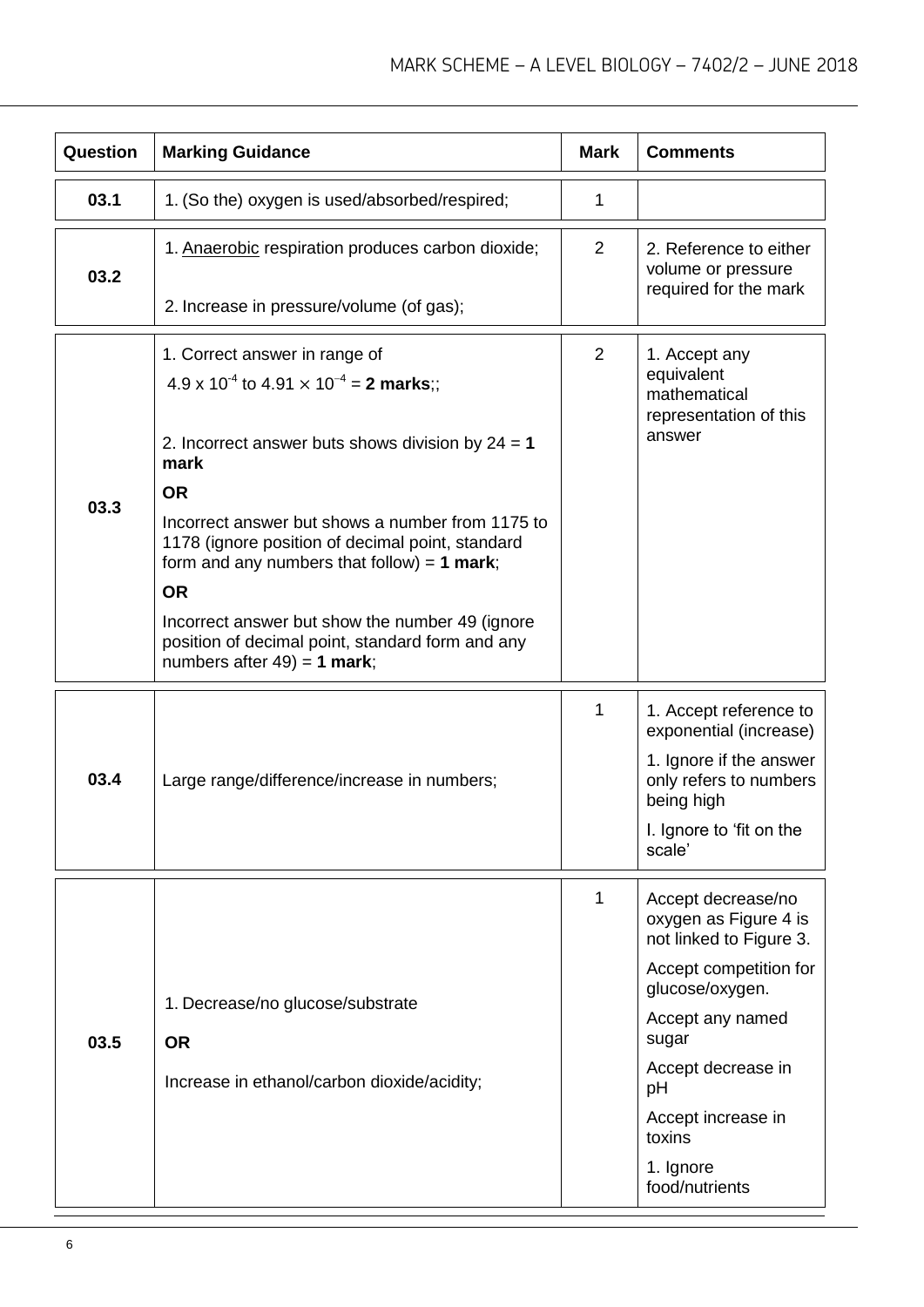| Question | Marking Guidance | Mark | Comments |
|---|---|---|---|
| 03.1 | 1. (So the) oxygen is used/absorbed/respired; | 1 | |
| 03.2 | 1. Anaerobic respiration produces carbon dioxide;<br><br>2. Increase in pressure/volume (of gas); | 2 | 2. Reference to either volume or pressure required for the mark |
| 03.3 | 1. Correct answer in range of $4.9 \times 10^{-4}$ to $4.91 \times 10^{-4}$ = **2 marks**;;<br><br>2. Incorrect answer buts shows division by 24 = **1 mark**<br><br>**OR**<br><br>Incorrect answer but shows a number from 1175 to 1178 (ignore position of decimal point, standard form and any numbers that follow) = **1 mark**;<br><br>**OR**<br><br>Incorrect answer but show the number 49 (ignore position of decimal point, standard form and any numbers after 49) = **1 mark**; | 2 | 1. Accept any equivalent mathematical representation of this answer |
| 03.4 | Large range/difference/increase in numbers; | 1 | 1. Accept reference to exponential (increase)<br><br>1. Ignore if the answer only refers to numbers being high<br><br>I. Ignore to 'fit on the scale' |
| 03.5 | 1. Decrease/no glucose/substrate<br><br>**OR**<br><br>Increase in ethanol/carbon dioxide/acidity; | 1 | Accept decrease/no oxygen as Figure 4 is not linked to Figure 3.<br><br>Accept competition for glucose/oxygen.<br><br>Accept any named sugar<br><br>Accept decrease in pH<br><br>Accept increase in toxins<br><br>1. Ignore food/nutrients |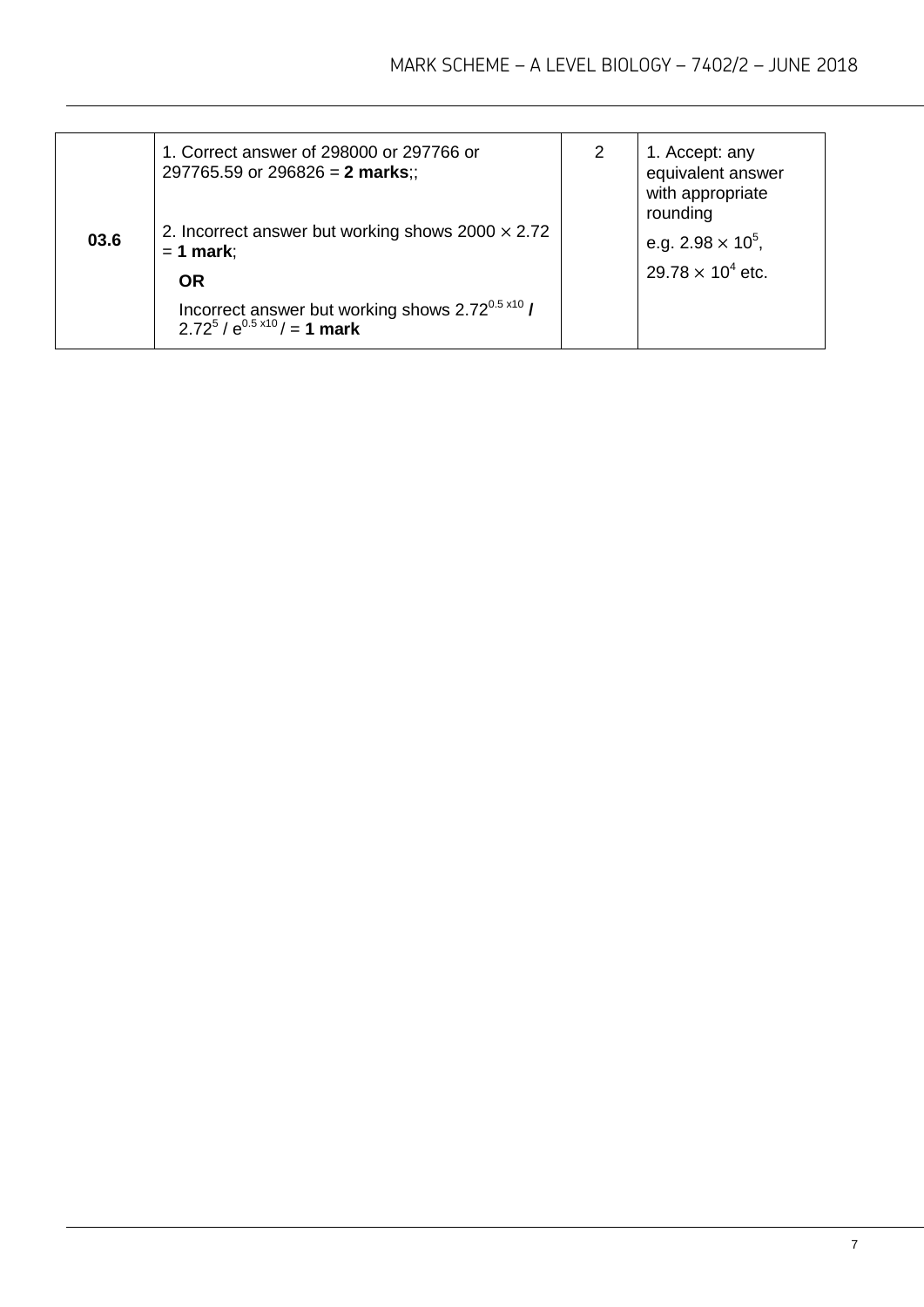| | | | |
|---|---|---|---|
| **03.6** | 1. Correct answer of 298000 or 297766 or 297765.59 or 296826 = **2 marks**;;<br><br>2. Incorrect answer but working shows $2000 \times 2.72$ = **1 mark**;<br>**OR**<br>Incorrect answer but working shows $2.72^{0.5\ x10}$ **/** $2.72^5$ / $e^{0.5\ x10}$ / = **1 mark** | 2 | 1. Accept: any equivalent answer with appropriate rounding<br>e.g. $2.98 \times 10^5$,<br>$29.78 \times 10^4$ etc. |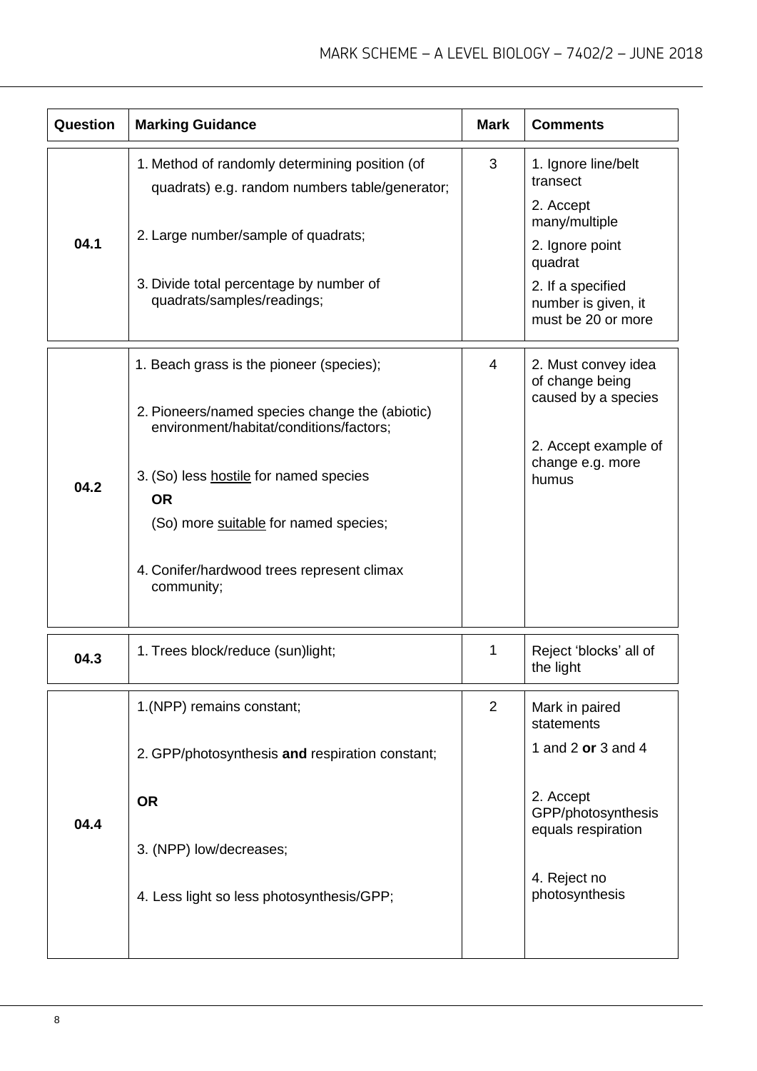| Question | Marking Guidance | Mark | Comments |
|---|---|---|---|
| 04.1 | 1. Method of randomly determining position (of quadrats) e.g. random numbers table/generator;<br><br>2. Large number/sample of quadrats;<br><br>3. Divide total percentage by number of quadrats/samples/readings; | 3 | 1. Ignore line/belt transect<br><br>2. Accept many/multiple<br><br>2. Ignore point quadrat<br><br>2. If a specified number is given, it must be 20 or more |
| 04.2 | 1. Beach grass is the pioneer (species);<br><br>2. Pioneers/named species change the (abiotic) environment/habitat/conditions/factors;<br><br>3. (So) less hostile for named species<br>**OR**<br>(So) more suitable for named species;<br><br>4. Conifer/hardwood trees represent climax community; | 4 | 2. Must convey idea of change being caused by a species<br><br>2. Accept example of change e.g. more humus |
| 04.3 | 1. Trees block/reduce (sun)light; | 1 | Reject 'blocks' all of the light |
| 04.4 | 1.(NPP) remains constant;<br><br>2. GPP/photosynthesis **and** respiration constant;<br><br>**OR**<br><br>3. (NPP) low/decreases;<br><br>4. Less light so less photosynthesis/GPP; | 2 | Mark in paired statements<br>1 and 2 **or** 3 and 4<br><br>2. Accept GPP/photosynthesis equals respiration<br><br>4. Reject no photosynthesis |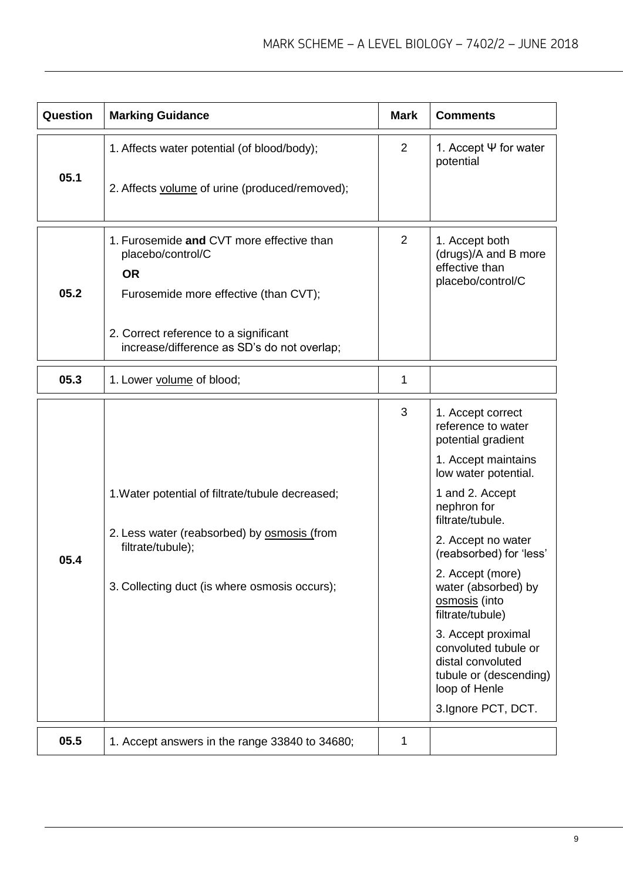| Question | Marking Guidance | Mark | Comments |
|---|---|---|---|
| 05.1 | 1. Affects water potential (of blood/body);<br><br>2. Affects <u>volume</u> of urine (produced/removed); | 2 | 1. Accept Ψ for water potential |
| 05.2 | 1. Furosemide **and** CVT more effective than placebo/control/C<br>**OR**<br>Furosemide more effective (than CVT);<br><br>2. Correct reference to a significant increase/difference as SD's do not overlap; | 2 | 1. Accept both (drugs)/A and B more effective than placebo/control/C |
| 05.3 | 1. Lower <u>volume</u> of blood; | 1 | |
| 05.4 | 1. Water potential of filtrate/tubule decreased;<br><br>2. Less water (reabsorbed) by <u>osmosis</u> (from filtrate/tubule);<br><br>3. Collecting duct (is where osmosis occurs); | 3 | 1. Accept correct reference to water potential gradient<br><br>1. Accept maintains low water potential.<br><br>1 and 2. Accept nephron for filtrate/tubule.<br><br>2. Accept no water (reabsorbed) for 'less'<br><br>2. Accept (more) water (absorbed) by <u>osmosis</u> (into filtrate/tubule)<br><br>3. Accept proximal convoluted tubule or distal convoluted tubule or (descending) loop of Henle<br><br>3. Ignore PCT, DCT. |
| 05.5 | 1. Accept answers in the range 33840 to 34680; | 1 | |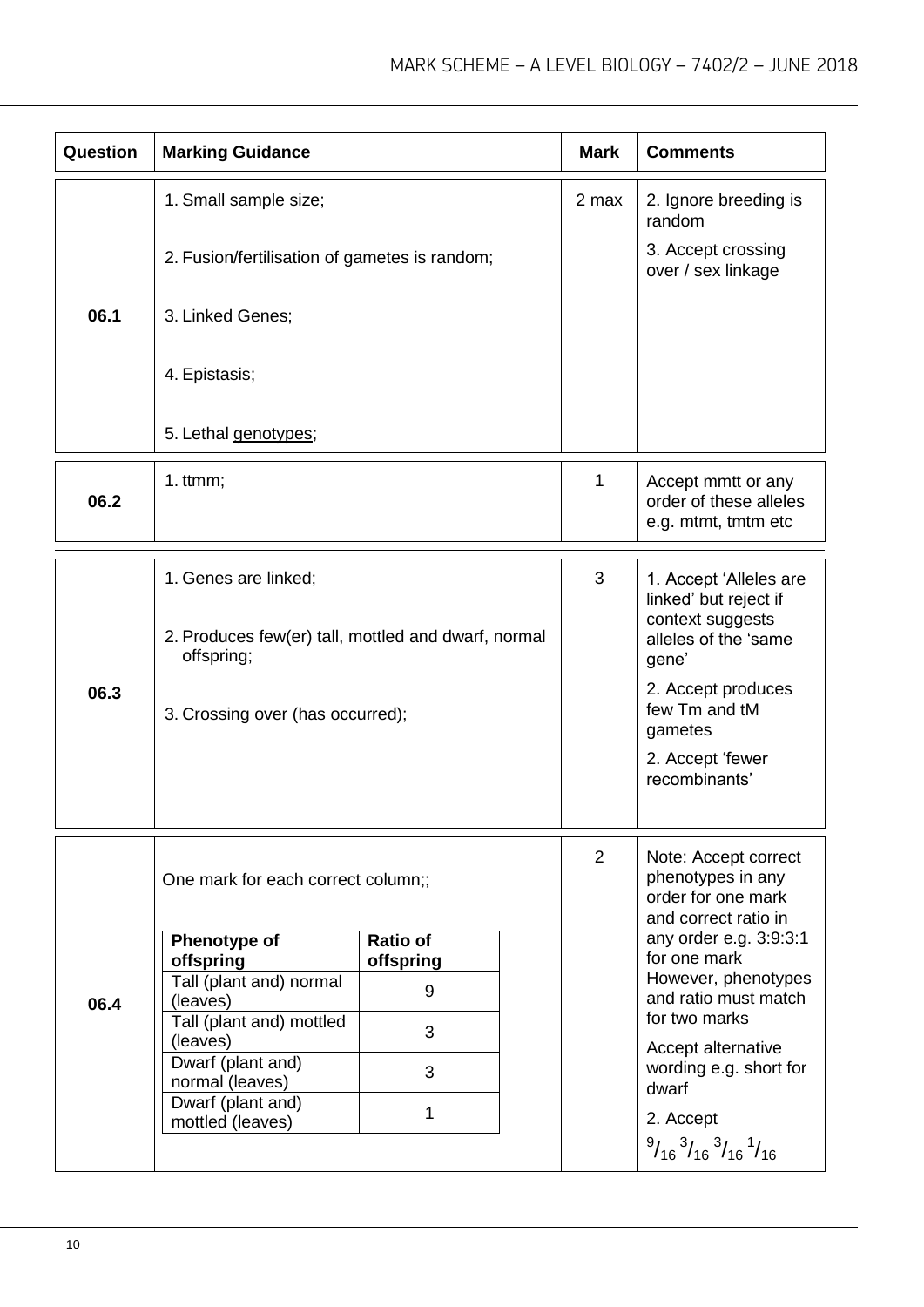| Question | Marking Guidance | Mark | Comments |
|---|---|---|---|
| 06.1 | 1. Small sample size;<br><br>2. Fusion/fertilisation of gametes is random;<br><br>3. Linked Genes;<br><br>4. Epistasis;<br><br>5. Lethal genotypes; | 2 max | 2. Ignore breeding is random<br><br>3. Accept crossing over / sex linkage |
| 06.2 | 1. ttmm; | 1 | Accept mmtt or any order of these alleles e.g. mtmt, tmtm etc |
| 06.3 | 1. Genes are linked;<br><br>2. Produces few(er) tall, mottled and dwarf, normal offspring;<br><br>3. Crossing over (has occurred); | 3 | 1. Accept 'Alleles are linked' but reject if context suggests alleles of the 'same gene'<br><br>2. Accept produces few Tm and tM gametes<br><br>2. Accept 'fewer recombinants' |
| 06.4 | One mark for each correct column;;<br><br>**Phenotype of offspring** — **Ratio of offspring**<br>Tall (plant and) normal (leaves) — 9<br>Tall (plant and) mottled (leaves) — 3<br>Dwarf (plant and) normal (leaves) — 3<br>Dwarf (plant and) mottled (leaves) — 1 | 2 | Note: Accept correct phenotypes in any order for one mark and correct ratio in any order e.g. 3:9:3:1 for one mark However, phenotypes and ratio must match for two marks<br><br>Accept alternative wording e.g. short for dwarf<br><br>2. Accept $^{9}/_{16}$ $^{3}/_{16}$ $^{3}/_{16}$ $^{1}/_{16}$ |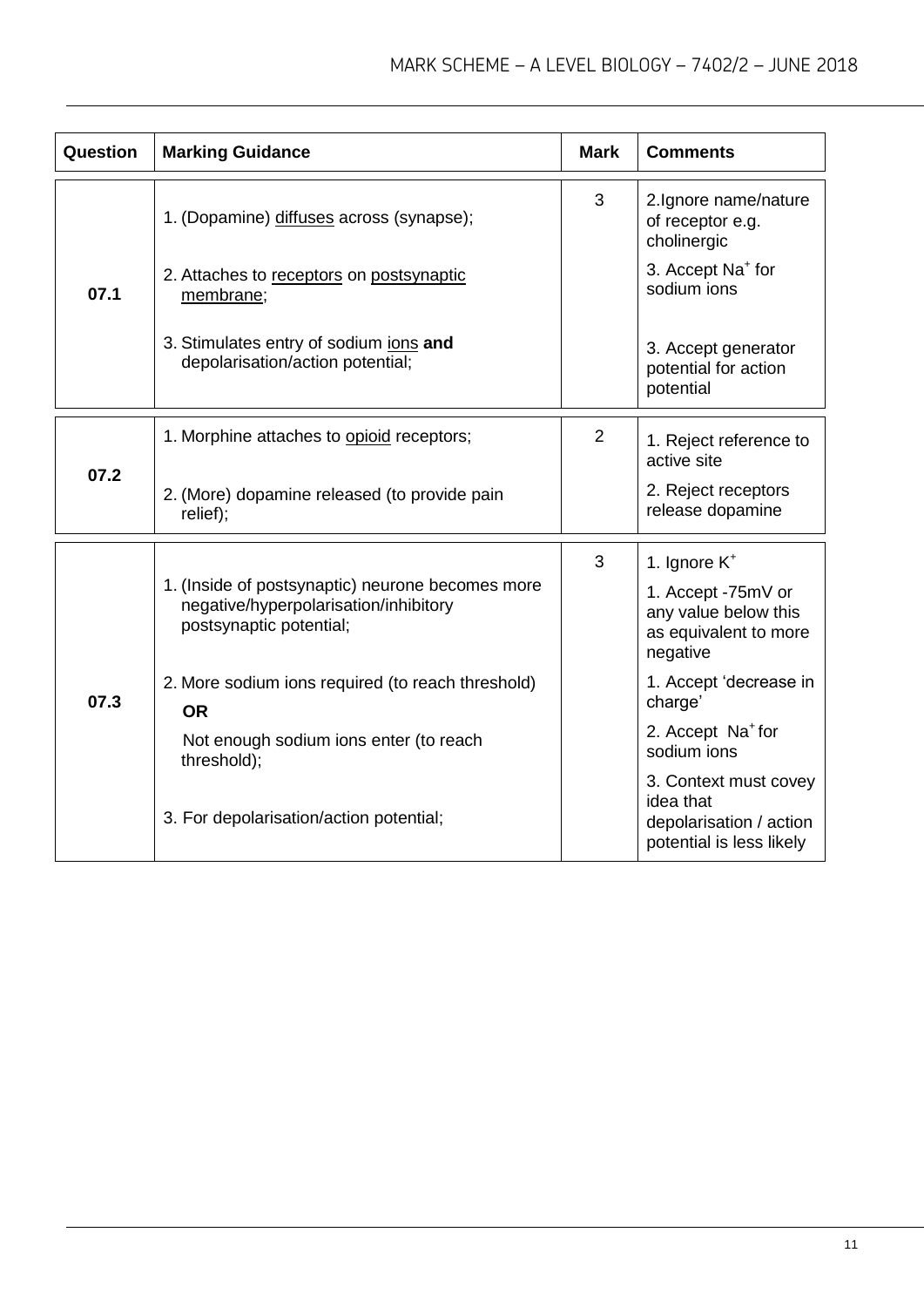| Question | Marking Guidance | Mark | Comments |
|---|---|---|---|
| 07.1 | 1. (Dopamine) diffuses across (synapse);<br><br>2. Attaches to receptors on postsynaptic membrane;<br><br>3. Stimulates entry of sodium ions **and** depolarisation/action potential; | 3 | 2.Ignore name/nature of receptor e.g. cholinergic<br><br>3. Accept $Na^+$ for sodium ions<br><br>3. Accept generator potential for action potential |
| 07.2 | 1. Morphine attaches to opioid receptors;<br><br>2. (More) dopamine released (to provide pain relief); | 2 | 1. Reject reference to active site<br><br>2. Reject receptors release dopamine |
| 07.3 | 1. (Inside of postsynaptic) neurone becomes more negative/hyperpolarisation/inhibitory postsynaptic potential;<br><br>2. More sodium ions required (to reach threshold)<br>**OR**<br>Not enough sodium ions enter (to reach threshold);<br><br>3. For depolarisation/action potential; | 3 | 1. Ignore $K^+$<br><br>1. Accept -75mV or any value below this as equivalent to more negative<br><br>1. Accept 'decrease in charge'<br><br>2. Accept $Na^+$ for sodium ions<br><br>3. Context must covey idea that depolarisation / action potential is less likely |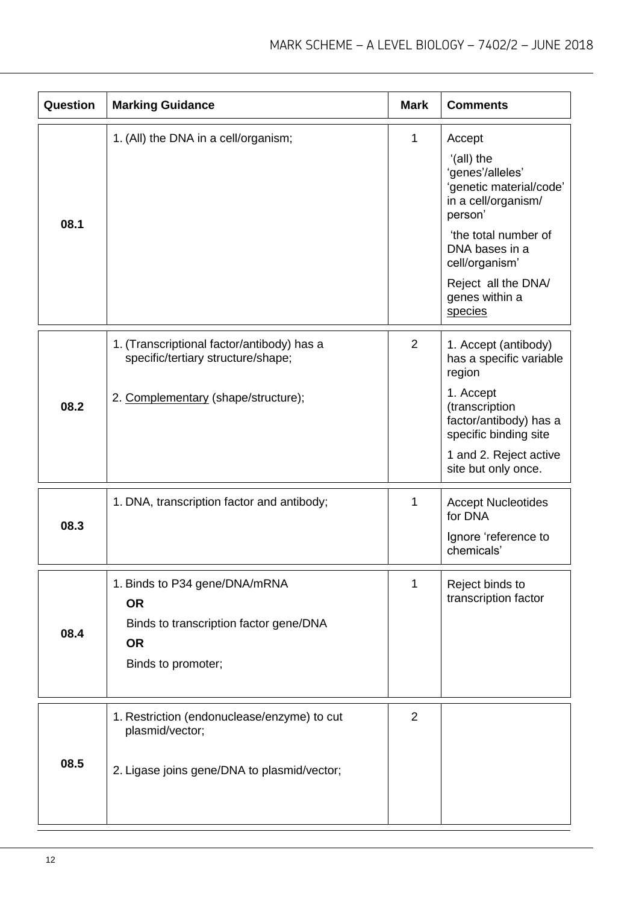| Question | Marking Guidance | Mark | Comments |
|---|---|---|---|
| 08.1 | 1. (All) the DNA in a cell/organism; | 1 | Accept<br>'(all) the 'genes'/alleles' 'genetic material/code' in a cell/organism/ person'<br>'the total number of DNA bases in a cell/organism'<br>Reject all the DNA/ genes within a <u>species</u> |
| 08.2 | 1. (Transcriptional factor/antibody) has a specific/tertiary structure/shape;<br>2. <u>Complementary</u> (shape/structure); | 2 | 1. Accept (antibody) has a specific variable region<br>1. Accept (transcription factor/antibody) has a specific binding site<br>1 and 2. Reject active site but only once. |
| 08.3 | 1. DNA, transcription factor and antibody; | 1 | Accept Nucleotides for DNA<br>Ignore 'reference to chemicals' |
| 08.4 | 1. Binds to P34 gene/DNA/mRNA<br>**OR**<br>Binds to transcription factor gene/DNA<br>**OR**<br>Binds to promoter; | 1 | Reject binds to transcription factor |
| 08.5 | 1. Restriction (endonuclease/enzyme) to cut plasmid/vector;<br>2. Ligase joins gene/DNA to plasmid/vector; | 2 | |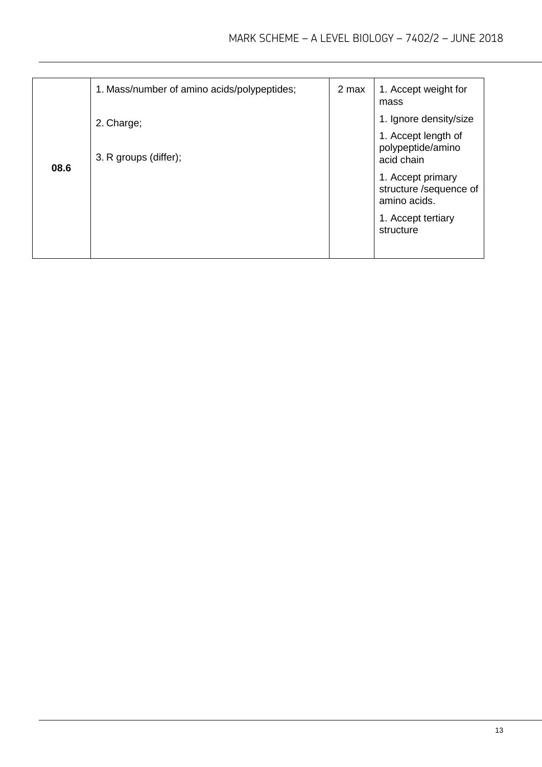| Question | Marking guidance | Mark | Comments |
| --- | --- | --- | --- |
| 08.6 | 1. Mass/number of amino acids/polypeptides;<br><br>2. Charge;<br><br>3. R groups (differ); | 2 max | 1. Accept weight for mass<br><br>1. Ignore density/size<br><br>1. Accept length of polypeptide/amino acid chain<br><br>1. Accept primary structure /sequence of amino acids.<br><br>1. Accept tertiary structure |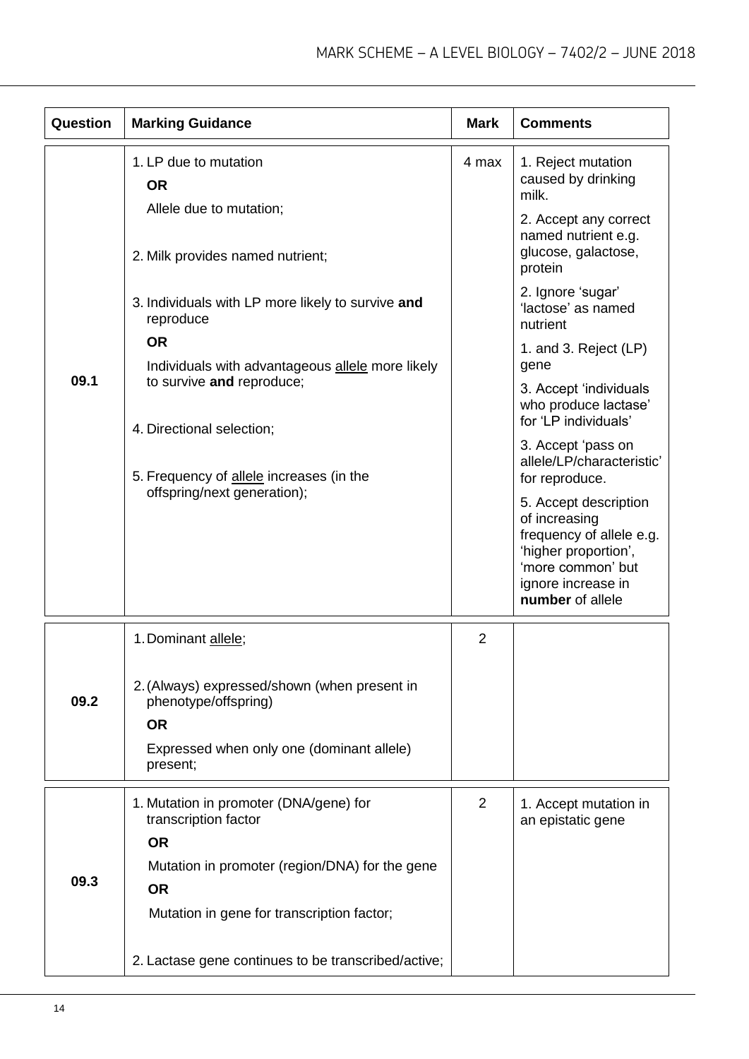| Question | Marking Guidance | Mark | Comments |
|---|---|---|---|
| 09.1 | 1. LP due to mutation<br>**OR**<br>Allele due to mutation;<br><br>2. Milk provides named nutrient;<br><br>3. Individuals with LP more likely to survive **and** reproduce<br>**OR**<br>Individuals with advantageous allele more likely to survive **and** reproduce;<br><br>4. Directional selection;<br><br>5. Frequency of allele increases (in the offspring/next generation); | 4 max | 1. Reject mutation caused by drinking milk.<br>2. Accept any correct named nutrient e.g. glucose, galactose, protein<br>2. Ignore 'sugar' 'lactose' as named nutrient<br>1. and 3. Reject (LP) gene<br>3. Accept 'individuals who produce lactase' for 'LP individuals'<br>3. Accept 'pass on allele/LP/characteristic' for reproduce.<br>5. Accept description of increasing frequency of allele e.g. 'higher proportion', 'more common' but ignore increase in **number** of allele |
| 09.2 | 1. Dominant allele;<br><br>2. (Always) expressed/shown (when present in phenotype/offspring)<br>**OR**<br>Expressed when only one (dominant allele) present; | 2 | |
| 09.3 | 1. Mutation in promoter (DNA/gene) for transcription factor<br>**OR**<br>Mutation in promoter (region/DNA) for the gene<br>**OR**<br>Mutation in gene for transcription factor;<br><br>2. Lactase gene continues to be transcribed/active; | 2 | 1. Accept mutation in an epistatic gene |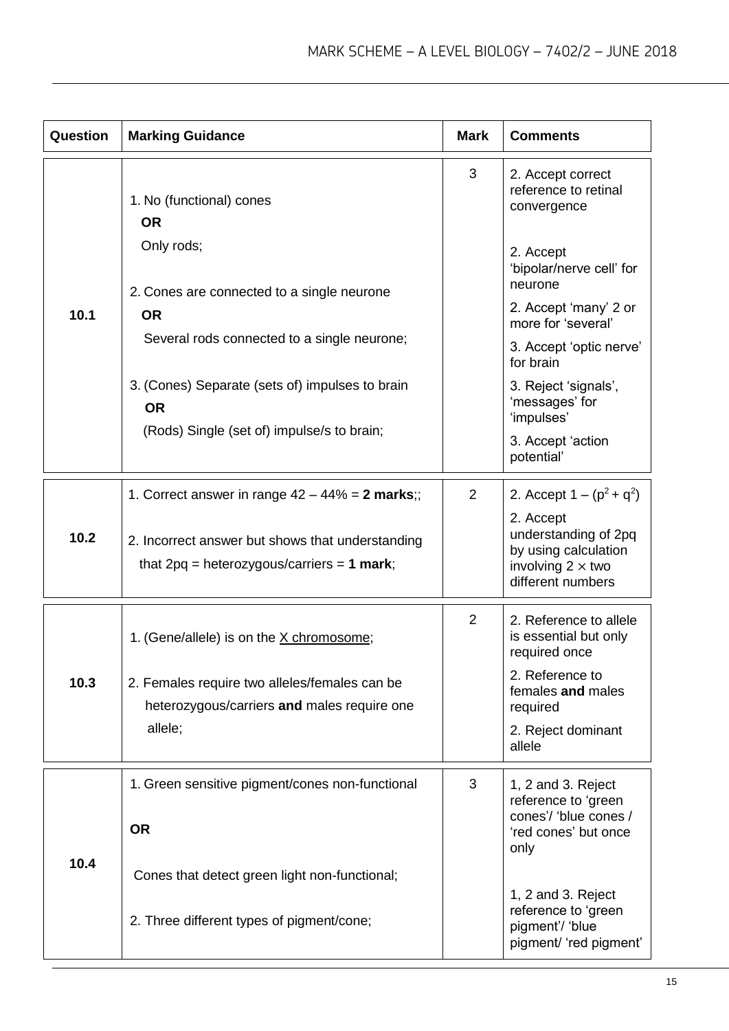| Question | Marking Guidance | Mark | Comments |
|---|---|---|---|
| 10.1 | 1. No (functional) cones **OR** Only rods;<br><br>2. Cones are connected to a single neurone **OR** Several rods connected to a single neurone;<br><br>3. (Cones) Separate (sets of) impulses to brain **OR** (Rods) Single (set of) impulse/s to brain; | 3 | 2. Accept correct reference to retinal convergence<br><br>2. Accept 'bipolar/nerve cell' for neurone<br><br>2. Accept 'many' 2 or more for 'several'<br><br>3. Accept 'optic nerve' for brain<br><br>3. Reject 'signals', 'messages' for 'impulses'<br><br>3. Accept 'action potential' |
| 10.2 | 1. Correct answer in range 42 – 44% = **2 marks**;;<br><br>2. Incorrect answer but shows that understanding that 2pq = heterozygous/carriers = **1 mark**; | 2 | 2. Accept $1 - (p^2 + q^2)$<br><br>2. Accept understanding of 2pq by using calculation involving $2 \times$ two different numbers |
| 10.3 | 1. (Gene/allele) is on the <u>X chromosome</u>;<br><br>2. Females require two alleles/females can be heterozygous/carriers **and** males require one allele; | 2 | 2. Reference to allele is essential but only required once<br><br>2. Reference to females **and** males required<br><br>2. Reject dominant allele |
| 10.4 | 1. Green sensitive pigment/cones non-functional<br><br>**OR**<br><br>Cones that detect green light non-functional;<br><br>2. Three different types of pigment/cone; | 3 | 1, 2 and 3. Reject reference to 'green cones'/ 'blue cones / 'red cones' but once only<br><br>1, 2 and 3. Reject reference to 'green pigment'/ 'blue pigment/ 'red pigment' |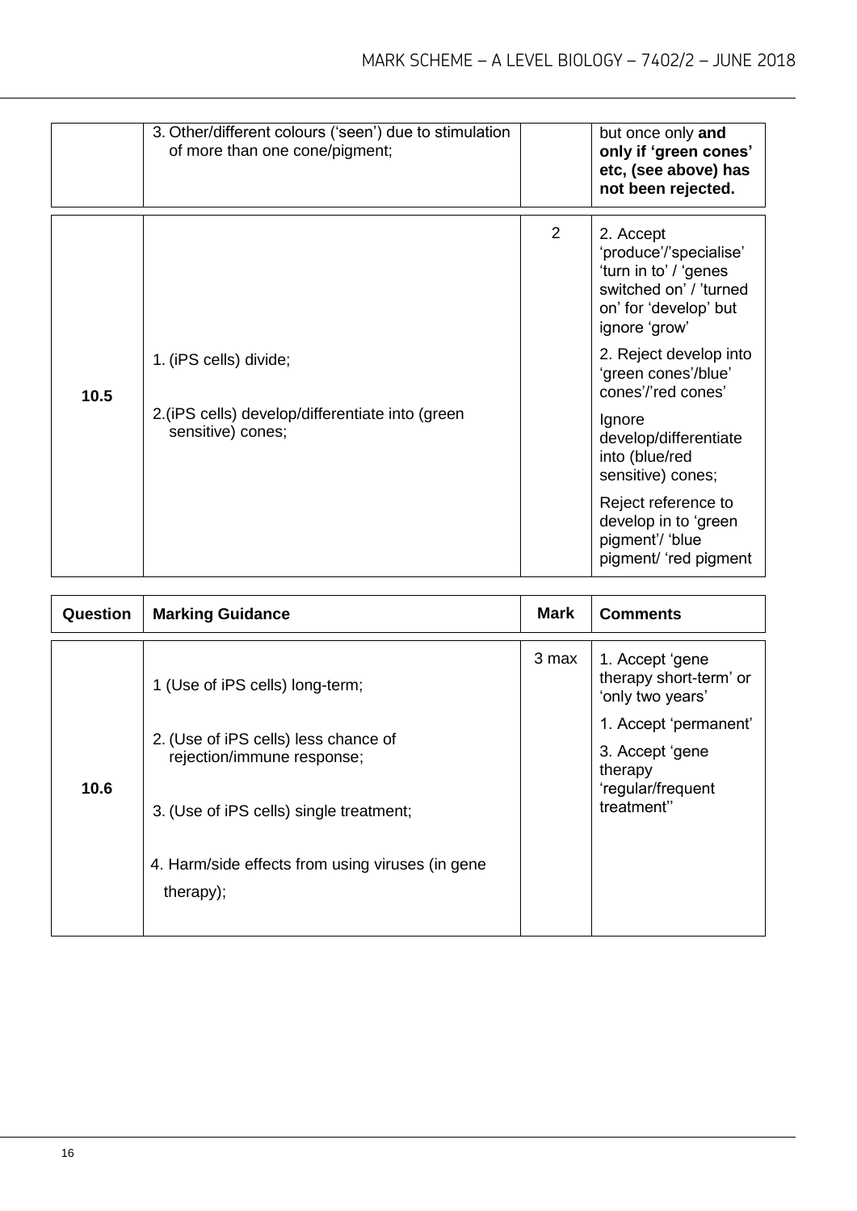| | | | |
|---|---|---|---|
| | 3. Other/different colours ('seen') due to stimulation of more than one cone/pigment; | | but once only **and only if 'green cones' etc, (see above) has not been rejected.** |

| | | | |
|---|---|---|---|
| **10.5** | 1. (iPS cells) divide;<br><br>2.(iPS cells) develop/differentiate into (green sensitive) cones; | 2 | 2. Accept 'produce'/'specialise' 'turn in to' / 'genes switched on' / 'turned on' for 'develop' but ignore 'grow'<br><br>2. Reject develop into 'green cones'/blue' cones'/'red cones'<br><br>Ignore develop/differentiate into (blue/red sensitive) cones;<br><br>Reject reference to develop in to 'green pigment'/ 'blue pigment/ 'red pigment |

| Question | Marking Guidance | Mark | Comments |
|---|---|---|---|
| **10.6** | 1 (Use of iPS cells) long-term;<br><br>2. (Use of iPS cells) less chance of rejection/immune response;<br><br>3. (Use of iPS cells) single treatment;<br><br>4. Harm/side effects from using viruses (in gene therapy); | 3 max | 1. Accept 'gene therapy short-term' or 'only two years'<br><br>1. Accept 'permanent'<br><br>3. Accept 'gene therapy 'regular/frequent treatment'' |